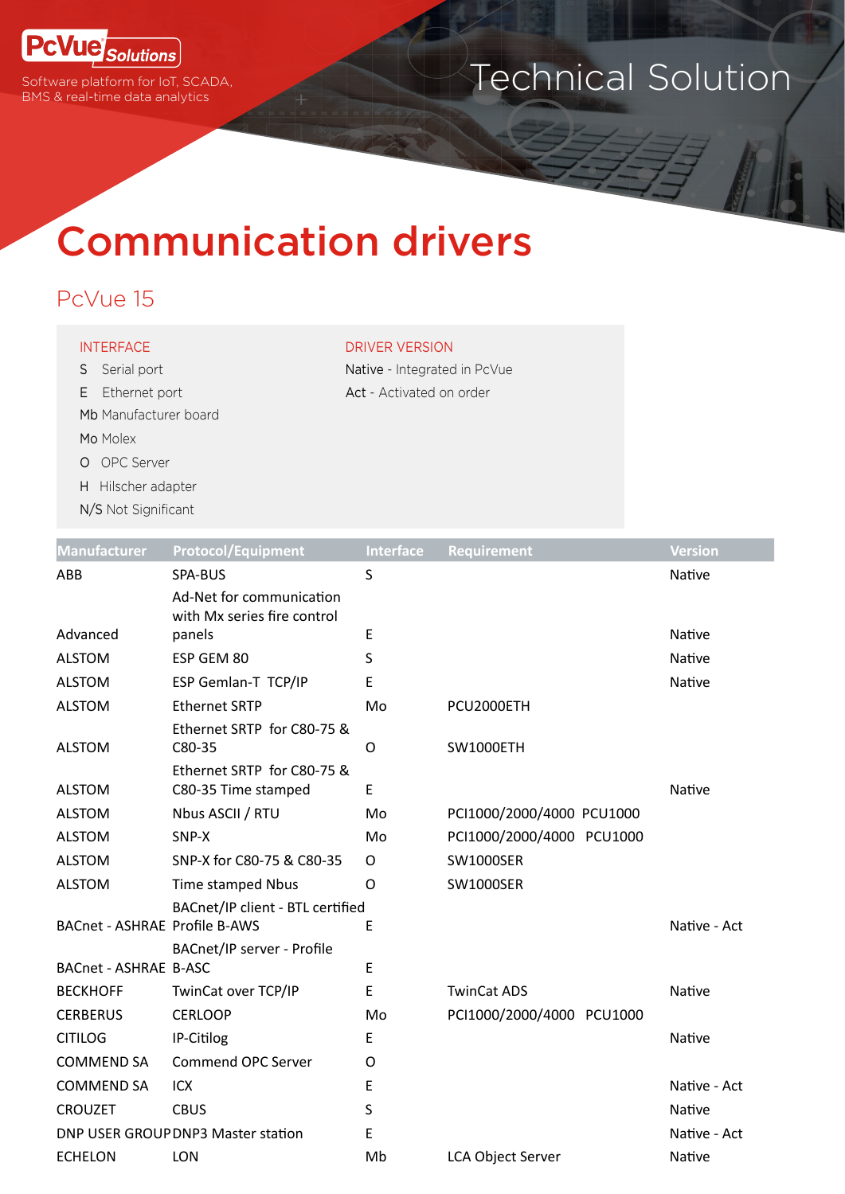PcVue Solutions

Software platform for IoT, SCADA, BMS & real-time data analytics

Technical Solution

# Communication drivers

## PcVue 15

**INTERFACE**

- S Serial port
- E Ethernet port
- Mb Manufacturer board
- Mo Molex
- O OPC Server
- H Hilscher adapter
- N/S Not Significant

**DRIVER VERSION**

- Native - Integrated in PcVue
- Act - Activated on order

| Manufacturer | Protocol/Equipment | Interface | Requirement | Version |
|---|---|---|---|---|
| ABB | SPA-BUS | S | | Native |
| Advanced | Ad-Net for communication with Mx series fire control panels | E | | Native |
| ALSTOM | ESP GEM 80 | S | | Native |
| ALSTOM | ESP Gemlan-T TCP/IP | E | | Native |
| ALSTOM | Ethernet SRTP | Mo | PCU2000ETH | |
| ALSTOM | Ethernet SRTP for C80-75 & C80-35 | O | SW1000ETH | |
| ALSTOM | Ethernet SRTP for C80-75 & C80-35 Time stamped | E | | Native |
| ALSTOM | Nbus ASCII / RTU | Mo | PCI1000/2000/4000 PCU1000 | |
| ALSTOM | SNP-X | Mo | PCI1000/2000/4000 PCU1000 | |
| ALSTOM | SNP-X for C80-75 & C80-35 | O | SW1000SER | |
| ALSTOM | Time stamped Nbus | O | SW1000SER | |
| BACnet - ASHRAE | BACnet/IP client - BTL certified Profile B-AWS | E | | Native - Act |
| BACnet - ASHRAE | BACnet/IP server - Profile B-ASC | E | | |
| BECKHOFF | TwinCat over TCP/IP | E | TwinCat ADS | Native |
| CERBERUS | CERLOOP | Mo | PCI1000/2000/4000 PCU1000 | |
| CITILOG | IP-Citilog | E | | Native |
| COMMEND SA | Commend OPC Server | O | | |
| COMMEND SA | ICX | E | | Native - Act |
| CROUZET | CBUS | S | | Native |
| DNP USER GROUP | DNP3 Master station | E | | Native - Act |
| ECHELON | LON | Mb | LCA Object Server | Native |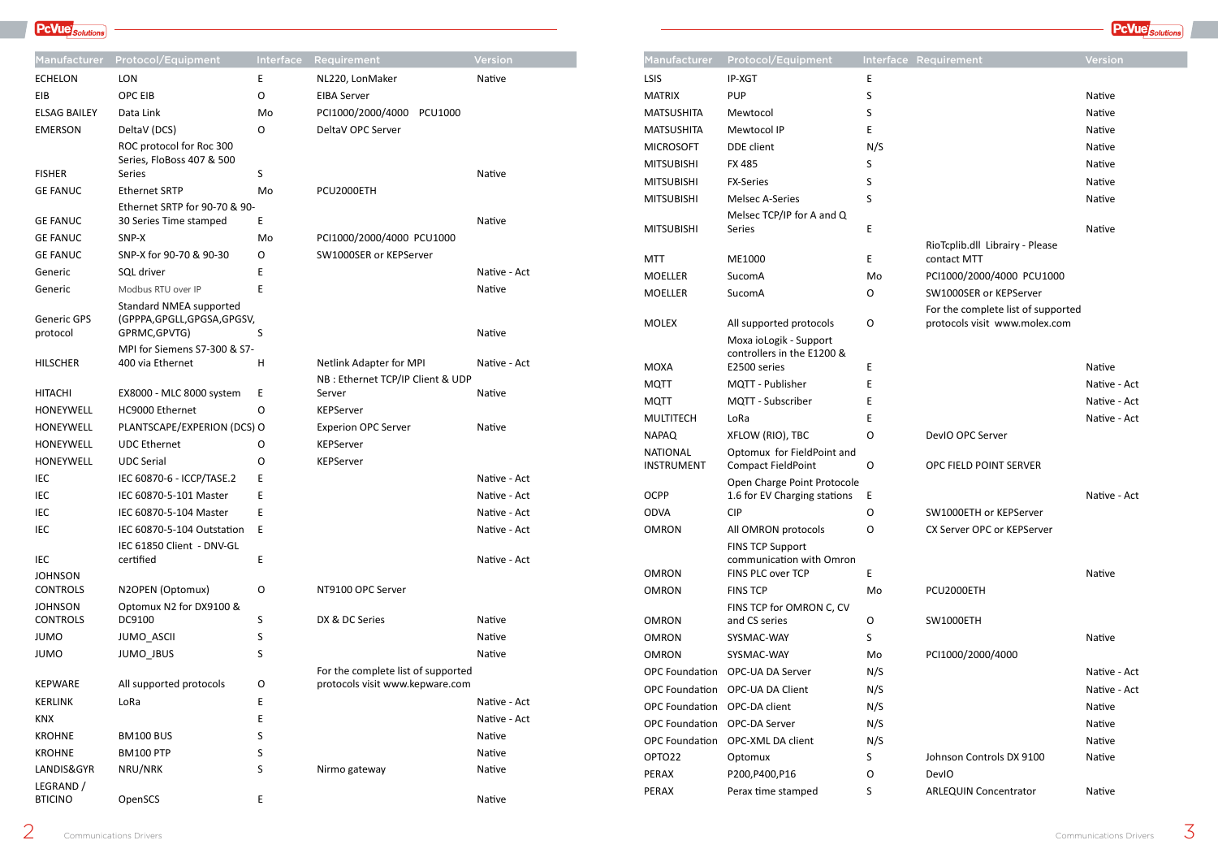| Manufacturer | Protocol/Equipment | Interface | Requirement | Version |
|---|---|---|---|---|
| ECHELON | LON | E | NL220, LonMaker | Native |
| EIB | OPC EIB | O | EIBA Server | |
| ELSAG BAILEY | Data Link | Mo | PCI1000/2000/4000 PCU1000 | |
| EMERSON | DeltaV (DCS) | O | DeltaV OPC Server | |
| FISHER | ROC protocol for Roc 300 Series, FloBoss 407 & 500 Series | S | | Native |
| GE FANUC | Ethernet SRTP | Mo | PCU2000ETH | |
| GE FANUC | Ethernet SRTP for 90-70 & 90-30 Series Time stamped | E | | Native |
| GE FANUC | SNP-X | Mo | PCI1000/2000/4000 PCU1000 | |
| GE FANUC | SNP-X for 90-70 & 90-30 | O | SW1000SER or KEPServer | |
| Generic | SQL driver | E | | Native - Act |
| Generic | Modbus RTU over IP | E | | Native |
| Generic GPS protocol | Standard NMEA supported (GPPPA,GPGLL,GPGSA,GPGSV, GPRMC,GPVTG) | S | | Native |
| HILSCHER | MPI for Siemens S7-300 & S7-400 via Ethernet | H | Netlink Adapter for MPI | Native - Act |
| HITACHI | EX8000 - MLC 8000 system | E | NB : Ethernet TCP/IP Client & UDP Server | Native |
| HONEYWELL | HC9000 Ethernet | O | KEPServer | |
| HONEYWELL | PLANTSCAPE/EXPERION (DCS) | O | Experion OPC Server | Native |
| HONEYWELL | UDC Ethernet | O | KEPServer | |
| HONEYWELL | UDC Serial | O | KEPServer | |
| IEC | IEC 60870-6 - ICCP/TASE.2 | E | | Native - Act |
| IEC | IEC 60870-5-101 Master | E | | Native - Act |
| IEC | IEC 60870-5-104 Master | E | | Native - Act |
| IEC | IEC 60870-5-104 Outstation | E | | Native - Act |
| IEC | IEC 61850 Client - DNV-GL certified | E | | Native - Act |
| JOHNSON CONTROLS | N2OPEN (Optomux) | O | NT9100 OPC Server | |
| JOHNSON CONTROLS | Optomux N2 for DX9100 & DC9100 | S | DX & DC Series | Native |
| JUMO | JUMO_ASCII | S | | Native |
| JUMO | JUMO_JBUS | S | | Native |
| KEPWARE | All supported protocols | O | For the complete list of supported protocols visit www.kepware.com | |
| KERLINK | LoRa | E | | Native - Act |
| KNX | | E | | Native - Act |
| KROHNE | BM100 BUS | S | | Native |
| KROHNE | BM100 PTP | S | | Native |
| LANDIS&GYR | NRU/NRK | S | Nirmo gateway | Native |
| LEGRAND / BTICINO | OpenSCS | E | | Native |

| Manufacturer | Protocol/Equipment | Interface | Requirement | Version |
|---|---|---|---|---|
| LSIS | IP-XGT | E | | |
| MATRIX | PUP | S | | Native |
| MATSUSHITA | Mewtocol | S | | Native |
| MATSUSHITA | Mewtocol IP | E | | Native |
| MICROSOFT | DDE client | N/S | | Native |
| MITSUBISHI | FX 485 | S | | Native |
| MITSUBISHI | FX-Series | S | | Native |
| MITSUBISHI | Melsec A-Series | S | | Native |
| MITSUBISHI | Melsec TCP/IP for A and Q Series | E | | Native |
| MTT | ME1000 | E | RioTcplib.dll Library - Please contact MTT | |
| MOELLER | SucomA | Mo | PCI1000/2000/4000 PCU1000 | |
| MOELLER | SucomA | O | SW1000SER or KEPServer | |
| MOLEX | All supported protocols | O | For the complete list of supported protocols visit www.molex.com | |
| MOXA | Moxa ioLogik - Support controllers in the E1200 & E2500 series | E | | Native |
| MQTT | MQTT - Publisher | E | | Native - Act |
| MQTT | MQTT - Subscriber | E | | Native - Act |
| MULTITECH | LoRa | E | | Native - Act |
| NAPAQ | XFLOW (RIO), TBC | O | DevIO OPC Server | |
| NATIONAL INSTRUMENT | Optomux for FieldPoint and Compact FieldPoint | O | OPC FIELD POINT SERVER | |
| OCPP | Open Charge Point Protocole 1.6 for EV Charging stations | E | | Native - Act |
| ODVA | CIP | O | SW1000ETH or KEPServer | |
| OMRON | All OMRON protocols | O | CX Server OPC or KEPServer | |
| OMRON | FINS TCP Support communication with Omron FINS PLC over TCP | E | | Native |
| OMRON | FINS TCP | Mo | PCU2000ETH | |
| OMRON | FINS TCP for OMRON C, CV and CS series | O | SW1000ETH | |
| OMRON | SYSMAC-WAY | S | | Native |
| OMRON | SYSMAC-WAY | Mo | PCI1000/2000/4000 | |
| OPC Foundation | OPC-UA DA Server | N/S | | Native - Act |
| OPC Foundation | OPC-UA DA Client | N/S | | Native - Act |
| OPC Foundation | OPC-DA client | N/S | | Native |
| OPC Foundation | OPC-DA Server | N/S | | Native |
| OPC Foundation | OPC-XML DA client | N/S | | Native |
| OPTO22 | Optomux | S | Johnson Controls DX 9100 | Native |
| PERAX | P200,P400,P16 | O | DevIO | |
| PERAX | Perax time stamped | S | ARLEQUIN Concentrator | Native |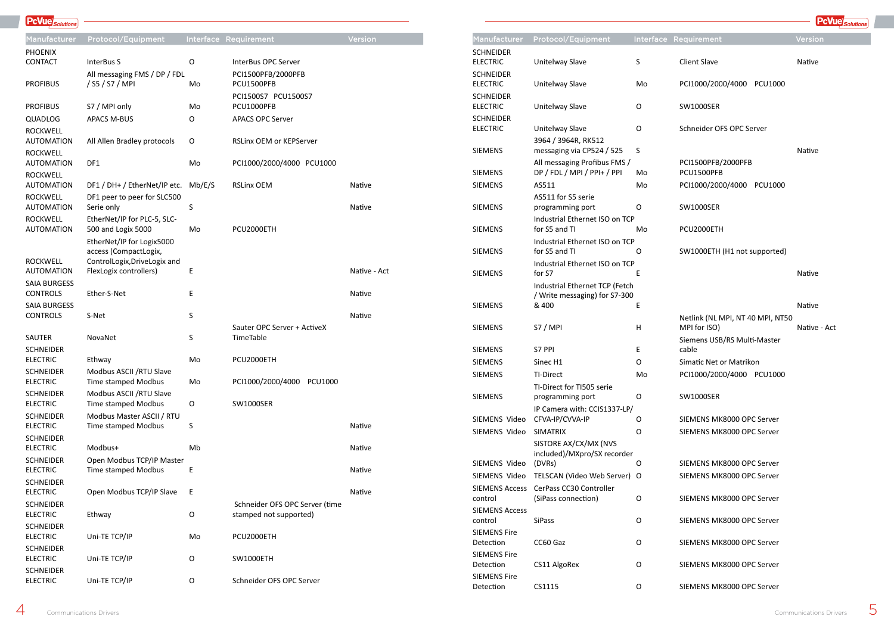| Manufacturer | Protocol/Equipment | Interface | Requirement | Version |
|---|---|---|---|---|
| PHOENIX CONTACT | InterBus S | O | InterBus OPC Server | |
| PROFIBUS | All messaging FMS / DP / FDL / S5 / S7 / MPI | Mo | PCI1500PFB/2000PFB PCU1500PFB | |
| PROFIBUS | S7 / MPI only | Mo | PCI1500S7 PCU1500S7 PCU1000PFB | |
| QUADLOG | APACS M-BUS | O | APACS OPC Server | |
| ROCKWELL AUTOMATION | All Allen Bradley protocols | O | RSLinx OEM or KEPServer | |
| ROCKWELL AUTOMATION | DF1 | Mo | PCI1000/2000/4000 PCU1000 | |
| ROCKWELL AUTOMATION | DF1 / DH+ / EtherNet/IP etc. | Mb/E/S | RSLinx OEM | Native |
| ROCKWELL AUTOMATION | DF1 peer to peer for SLC500 Serie only | S | | Native |
| ROCKWELL AUTOMATION | EtherNet/IP for PLC-5, SLC-500 and Logix 5000 | Mo | PCU2000ETH | |
| ROCKWELL AUTOMATION | EtherNet/IP for Logix5000 access (CompactLogix, ControlLogix,DriveLogix and FlexLogix controllers) | E | | Native - Act |
| SAIA BURGESS CONTROLS | Ether-S-Net | E | | Native |
| SAIA BURGESS CONTROLS | S-Net | S | | Native |
| SAUTER | NovaNet | S | Sauter OPC Server + ActiveX TimeTable | |
| SCHNEIDER ELECTRIC | Ethway | Mo | PCU2000ETH | |
| SCHNEIDER ELECTRIC | Modbus ASCII /RTU Slave Time stamped Modbus | Mo | PCI1000/2000/4000 PCU1000 | |
| SCHNEIDER ELECTRIC | Modbus ASCII /RTU Slave Time stamped Modbus | O | SW1000SER | |
| SCHNEIDER ELECTRIC | Modbus Master ASCII / RTU Time stamped Modbus | S | | Native |
| SCHNEIDER ELECTRIC | Modbus+ | Mb | | Native |
| SCHNEIDER ELECTRIC | Open Modbus TCP/IP Master Time stamped Modbus | E | | Native |
| SCHNEIDER ELECTRIC | Open Modbus TCP/IP Slave | E | | Native |
| SCHNEIDER ELECTRIC | Ethway | O | Schneider OFS OPC Server (time stamped not supported) | |
| SCHNEIDER ELECTRIC | Uni-TE TCP/IP | Mo | PCU2000ETH | |
| SCHNEIDER ELECTRIC | Uni-TE TCP/IP | O | SW1000ETH | |
| SCHNEIDER ELECTRIC | Uni-TE TCP/IP | O | Schneider OFS OPC Server | |
| SCHNEIDER ELECTRIC | Unitelway Slave | S | Client Slave | Native |
| SCHNEIDER ELECTRIC | Unitelway Slave | Mo | PCI1000/2000/4000 PCU1000 | |
| SCHNEIDER ELECTRIC | Unitelway Slave | O | SW1000SER | |
| SCHNEIDER ELECTRIC | Unitelway Slave | O | Schneider OFS OPC Server | |
| SIEMENS | 3964 / 3964R, RK512 messaging via CP524 / 525 | S | | Native |
| SIEMENS | All messaging Profibus FMS / DP / FDL / MPI / PPI+ / PPI | Mo | PCI1500PFB/2000PFB PCU1500PFB | |
| SIEMENS | AS511 | Mo | PCI1000/2000/4000 PCU1000 | |
| SIEMENS | AS511 for S5 serie programming port | O | SW1000SER | |
| SIEMENS | Industrial Ethernet ISO on TCP for S5 and TI | Mo | PCU2000ETH | |
| SIEMENS | Industrial Ethernet ISO on TCP for S5 and TI | O | SW1000ETH (H1 not supported) | |
| SIEMENS | Industrial Ethernet ISO on TCP for S7 | E | | Native |
| SIEMENS | Industrial Ethernet TCP (Fetch / Write messaging) for S7-300 & 400 | E | | Native |
| SIEMENS | S7 / MPI | H | Netlink (NL MPI, NT 40 MPI, NT50 MPI for ISO) | Native - Act |
| SIEMENS | S7 PPI | E | Siemens USB/RS Multi-Master cable | |
| SIEMENS | Sinec H1 | O | Simatic Net or Matrikon | |
| SIEMENS | TI-Direct | Mo | PCI1000/2000/4000 PCU1000 | |
| SIEMENS | TI-Direct for TI505 serie programming port | O | SW1000SER | |
| SIEMENS Video | IP Camera with: CCIS1337-LP/ CFVA-IP/CVVA-IP | O | SIEMENS MK8000 OPC Server | |
| SIEMENS Video | SIMATRIX | O | SIEMENS MK8000 OPC Server | |
| SIEMENS Video | SISTORE AX/CX/MX (NVS included)/MXpro/SX recorder (DVRs) | O | SIEMENS MK8000 OPC Server | |
| SIEMENS Video | TELSCAN (Video Web Server) | O | SIEMENS MK8000 OPC Server | |
| SIEMENS Access control | CerPass CC30 Controller (SiPass connection) | O | SIEMENS MK8000 OPC Server | |
| SIEMENS Access control | SiPass | O | SIEMENS MK8000 OPC Server | |
| SIEMENS Fire Detection | CC60 Gaz | O | SIEMENS MK8000 OPC Server | |
| SIEMENS Fire Detection | CS11 AlgoRex | O | SIEMENS MK8000 OPC Server | |
| SIEMENS Fire Detection | CS1115 | O | SIEMENS MK8000 OPC Server | |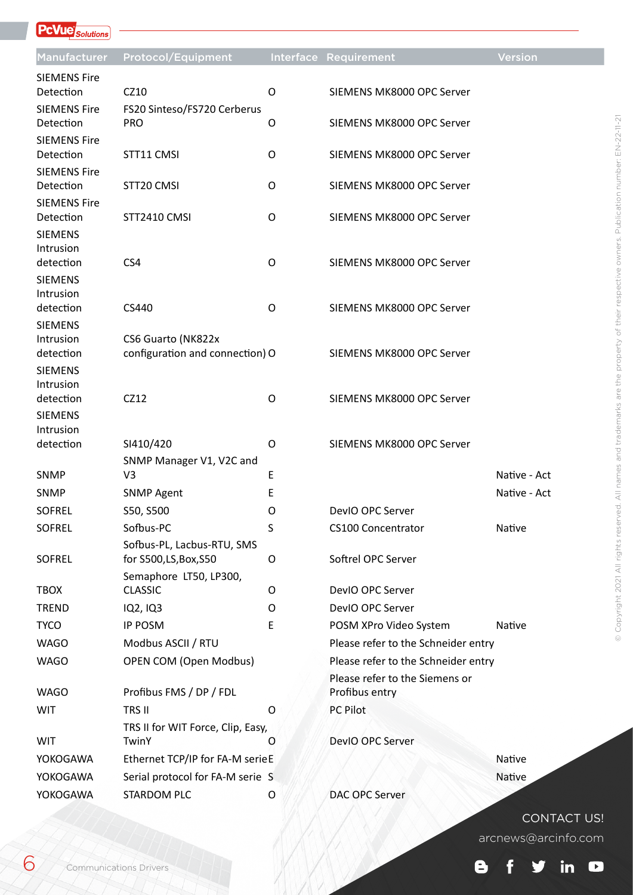| Manufacturer | Protocol/Equipment | Interface | Requirement | Version |
|---|---|---|---|---|
| SIEMENS Fire Detection | CZ10 | O | SIEMENS MK8000 OPC Server | |
| SIEMENS Fire Detection | FS20 Sinteso/FS720 Cerberus PRO | O | SIEMENS MK8000 OPC Server | |
| SIEMENS Fire Detection | STT11 CMSI | O | SIEMENS MK8000 OPC Server | |
| SIEMENS Fire Detection | STT20 CMSI | O | SIEMENS MK8000 OPC Server | |
| SIEMENS Fire Detection | STT2410 CMSI | O | SIEMENS MK8000 OPC Server | |
| SIEMENS Intrusion detection | CS4 | O | SIEMENS MK8000 OPC Server | |
| SIEMENS Intrusion detection | CS440 | O | SIEMENS MK8000 OPC Server | |
| SIEMENS Intrusion detection | CS6 Guarto (NK822x configuration and connection) | O | SIEMENS MK8000 OPC Server | |
| SIEMENS Intrusion detection | CZ12 | O | SIEMENS MK8000 OPC Server | |
| SIEMENS Intrusion detection | SI410/420 | O | SIEMENS MK8000 OPC Server | |
| SNMP | SNMP Manager V1, V2C and V3 | E | | Native - Act |
| SNMP | SNMP Agent | E | | Native - Act |
| SOFREL | S50, S500 | O | DevIO OPC Server | |
| SOFREL | Sofbus-PC | S | CS100 Concentrator | Native |
| SOFREL | Sofbus-PL, Lacbus-RTU, SMS for S500,LS,Box,S50 | O | Softrel OPC Server | |
| TBOX | Semaphore LT50, LP300, CLASSIC | O | DevIO OPC Server | |
| TREND | IQ2, IQ3 | O | DevIO OPC Server | |
| TYCO | IP POSM | E | POSM XPro Video System | Native |
| WAGO | Modbus ASCII / RTU | | Please refer to the Schneider entry | |
| WAGO | OPEN COM (Open Modbus) | | Please refer to the Schneider entry | |
| WAGO | Profibus FMS / DP / FDL | | Please refer to the Siemens or Profibus entry | |
| WIT | TRS II | O | PC Pilot | |
| WIT | TRS II for WIT Force, Clip, Easy, TwinY | O | DevIO OPC Server | |
| YOKOGAWA | Ethernet TCP/IP for FA-M serie | E | | Native |
| YOKOGAWA | Serial protocol for FA-M serie | S | | Native |
| YOKOGAWA | STARDOM PLC | O | DAC OPC Server | |

CONTACT US!

arcnews@arcinfo.com

© Copyright 2021 All rights reserved. All names and trademarks are the property of their respective owners. Publication number: EN-22-11-21